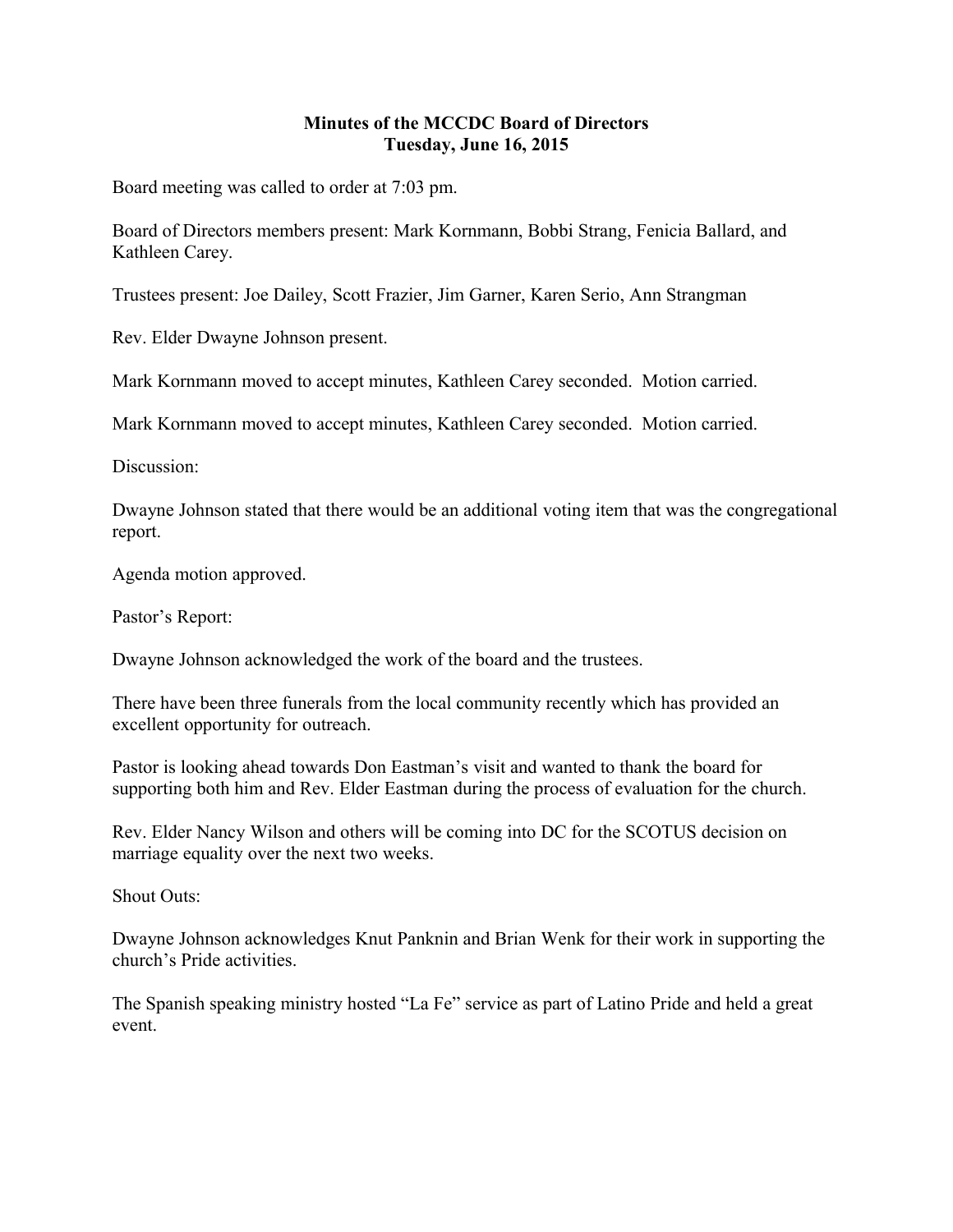**Minutes of the MCCDC Board of Directors**
**Tuesday, June 16, 2015**

Board meeting was called to order at 7:03 pm.

Board of Directors members present: Mark Kornmann, Bobbi Strang, Fenicia Ballard, and Kathleen Carey.

Trustees present: Joe Dailey, Scott Frazier, Jim Garner, Karen Serio, Ann Strangman

Rev. Elder Dwayne Johnson present.

Mark Kornmann moved to accept minutes, Kathleen Carey seconded. Motion carried.

Mark Kornmann moved to accept minutes, Kathleen Carey seconded. Motion carried.

Discussion:

Dwayne Johnson stated that there would be an additional voting item that was the congregational report.

Agenda motion approved.

Pastor's Report:

Dwayne Johnson acknowledged the work of the board and the trustees.

There have been three funerals from the local community recently which has provided an excellent opportunity for outreach.

Pastor is looking ahead towards Don Eastman's visit and wanted to thank the board for supporting both him and Rev. Elder Eastman during the process of evaluation for the church.

Rev. Elder Nancy Wilson and others will be coming into DC for the SCOTUS decision on marriage equality over the next two weeks.

Shout Outs:

Dwayne Johnson acknowledges Knut Panknin and Brian Wenk for their work in supporting the church's Pride activities.

The Spanish speaking ministry hosted "La Fe" service as part of Latino Pride and held a great event.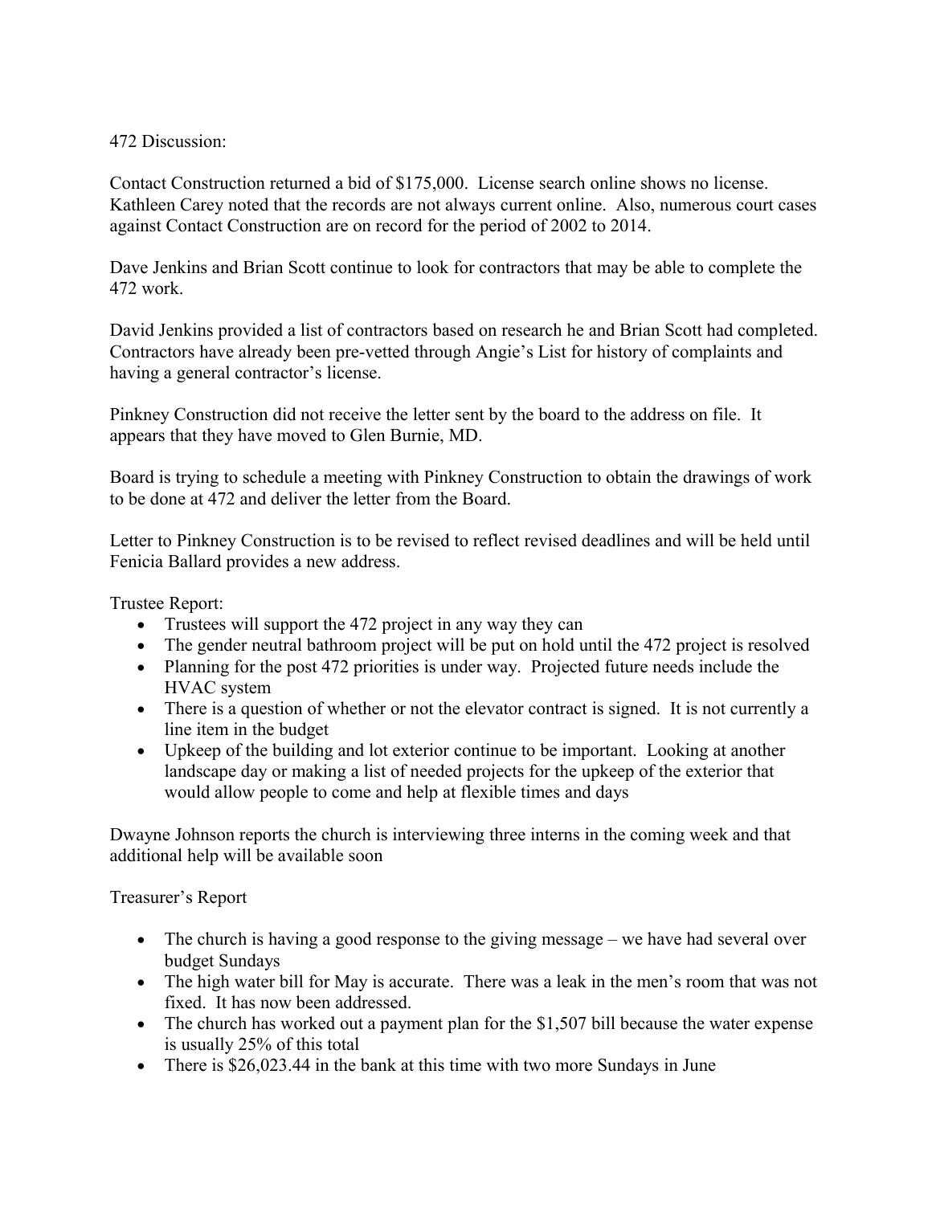472 Discussion:

Contact Construction returned a bid of $175,000. License search online shows no license. Kathleen Carey noted that the records are not always current online. Also, numerous court cases against Contact Construction are on record for the period of 2002 to 2014.

Dave Jenkins and Brian Scott continue to look for contractors that may be able to complete the 472 work.

David Jenkins provided a list of contractors based on research he and Brian Scott had completed. Contractors have already been pre-vetted through Angie's List for history of complaints and having a general contractor's license.

Pinkney Construction did not receive the letter sent by the board to the address on file. It appears that they have moved to Glen Burnie, MD.

Board is trying to schedule a meeting with Pinkney Construction to obtain the drawings of work to be done at 472 and deliver the letter from the Board.

Letter to Pinkney Construction is to be revised to reflect revised deadlines and will be held until Fenicia Ballard provides a new address.

Trustee Report:

- Trustees will support the 472 project in any way they can
- The gender neutral bathroom project will be put on hold until the 472 project is resolved
- Planning for the post 472 priorities is under way. Projected future needs include the HVAC system
- There is a question of whether or not the elevator contract is signed. It is not currently a line item in the budget
- Upkeep of the building and lot exterior continue to be important. Looking at another landscape day or making a list of needed projects for the upkeep of the exterior that would allow people to come and help at flexible times and days

Dwayne Johnson reports the church is interviewing three interns in the coming week and that additional help will be available soon

Treasurer's Report

- The church is having a good response to the giving message – we have had several over budget Sundays
- The high water bill for May is accurate. There was a leak in the men's room that was not fixed. It has now been addressed.
- The church has worked out a payment plan for the $1,507 bill because the water expense is usually 25% of this total
- There is $26,023.44 in the bank at this time with two more Sundays in June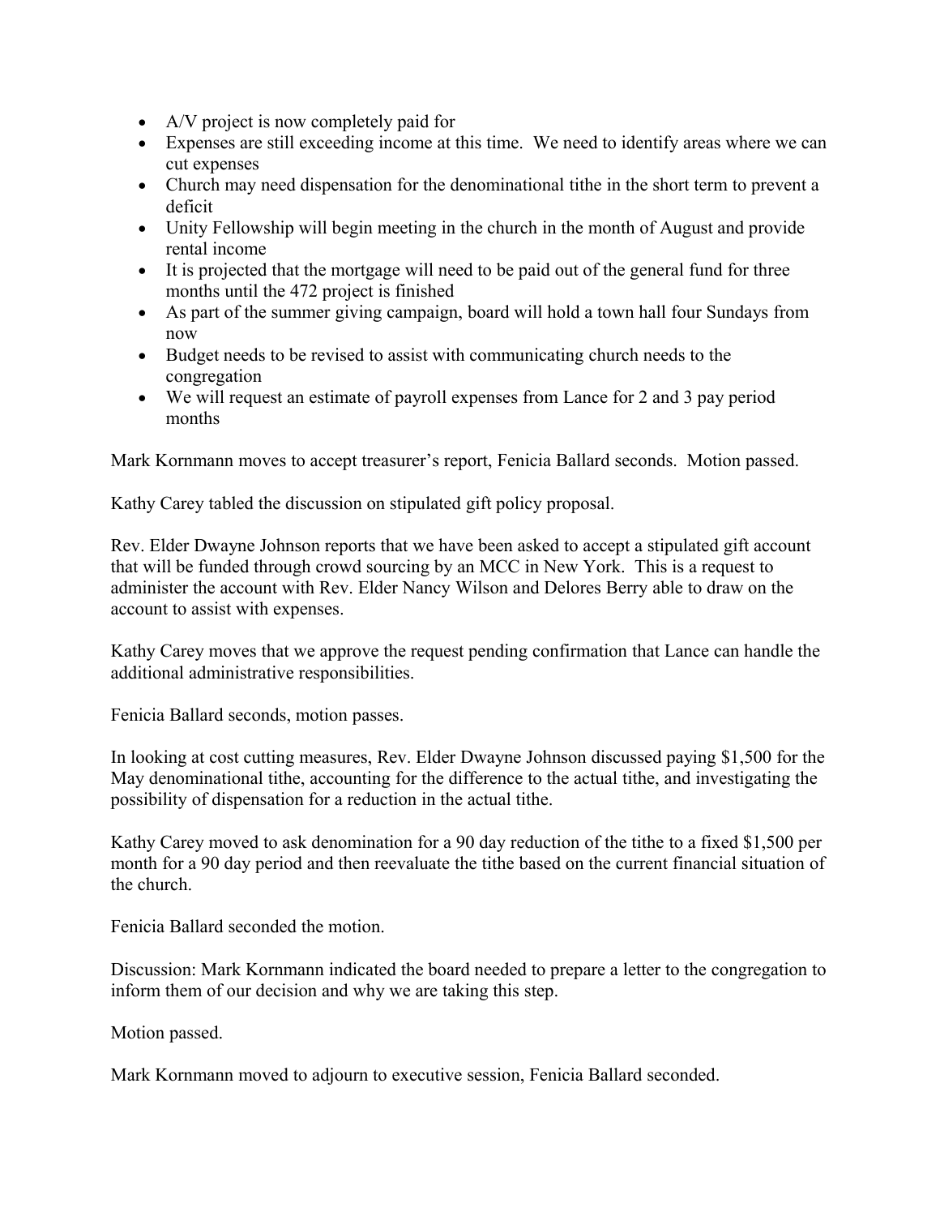- A/V project is now completely paid for
- Expenses are still exceeding income at this time. We need to identify areas where we can cut expenses
- Church may need dispensation for the denominational tithe in the short term to prevent a deficit
- Unity Fellowship will begin meeting in the church in the month of August and provide rental income
- It is projected that the mortgage will need to be paid out of the general fund for three months until the 472 project is finished
- As part of the summer giving campaign, board will hold a town hall four Sundays from now
- Budget needs to be revised to assist with communicating church needs to the congregation
- We will request an estimate of payroll expenses from Lance for 2 and 3 pay period months

Mark Kornmann moves to accept treasurer's report, Fenicia Ballard seconds. Motion passed.

Kathy Carey tabled the discussion on stipulated gift policy proposal.

Rev. Elder Dwayne Johnson reports that we have been asked to accept a stipulated gift account that will be funded through crowd sourcing by an MCC in New York. This is a request to administer the account with Rev. Elder Nancy Wilson and Delores Berry able to draw on the account to assist with expenses.

Kathy Carey moves that we approve the request pending confirmation that Lance can handle the additional administrative responsibilities.

Fenicia Ballard seconds, motion passes.

In looking at cost cutting measures, Rev. Elder Dwayne Johnson discussed paying $1,500 for the May denominational tithe, accounting for the difference to the actual tithe, and investigating the possibility of dispensation for a reduction in the actual tithe.

Kathy Carey moved to ask denomination for a 90 day reduction of the tithe to a fixed $1,500 per month for a 90 day period and then reevaluate the tithe based on the current financial situation of the church.

Fenicia Ballard seconded the motion.

Discussion: Mark Kornmann indicated the board needed to prepare a letter to the congregation to inform them of our decision and why we are taking this step.

Motion passed.

Mark Kornmann moved to adjourn to executive session, Fenicia Ballard seconded.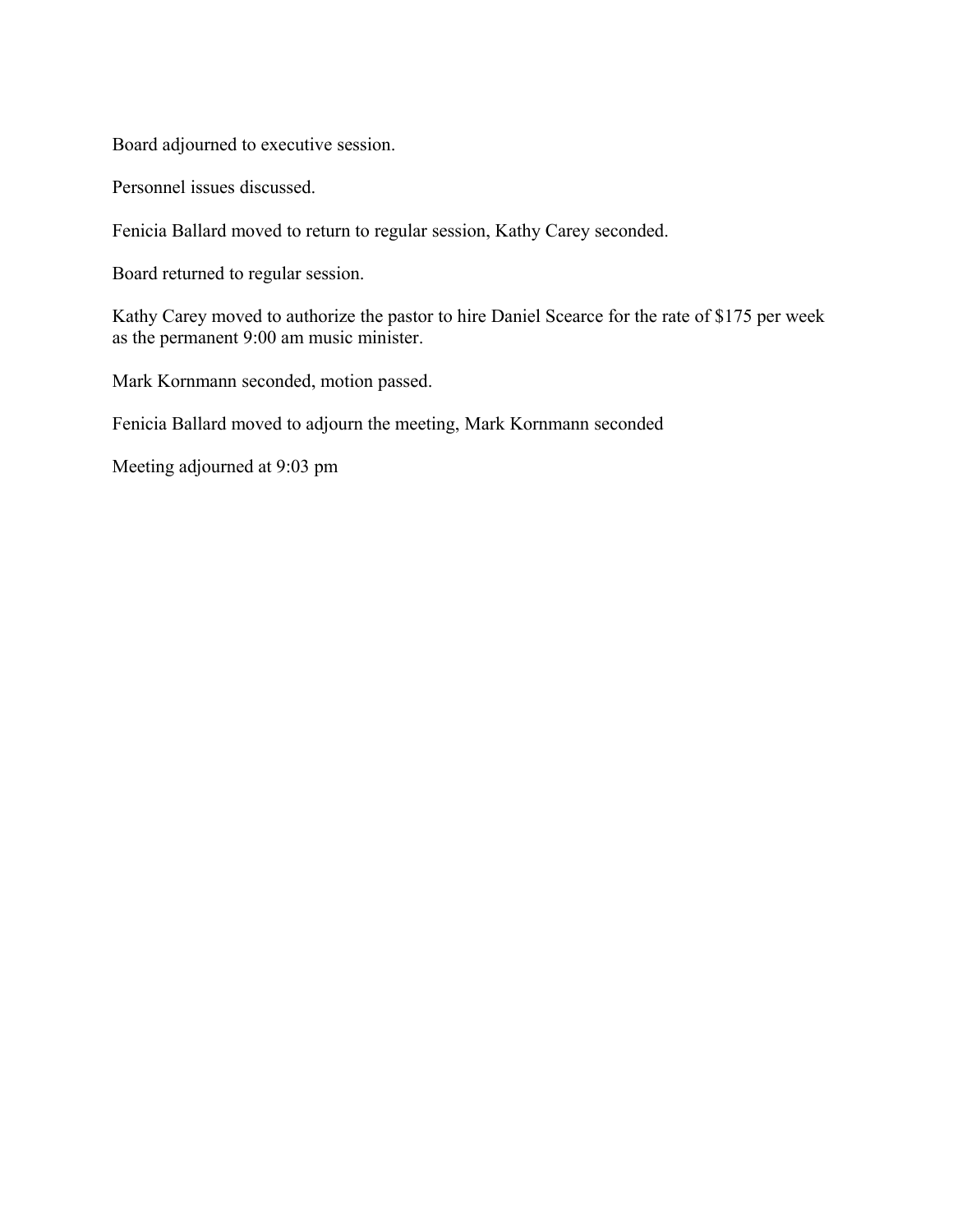Board adjourned to executive session.

Personnel issues discussed.

Fenicia Ballard moved to return to regular session, Kathy Carey seconded.

Board returned to regular session.

Kathy Carey moved to authorize the pastor to hire Daniel Scearce for the rate of $175 per week as the permanent 9:00 am music minister.

Mark Kornmann seconded, motion passed.

Fenicia Ballard moved to adjourn the meeting, Mark Kornmann seconded

Meeting adjourned at 9:03 pm